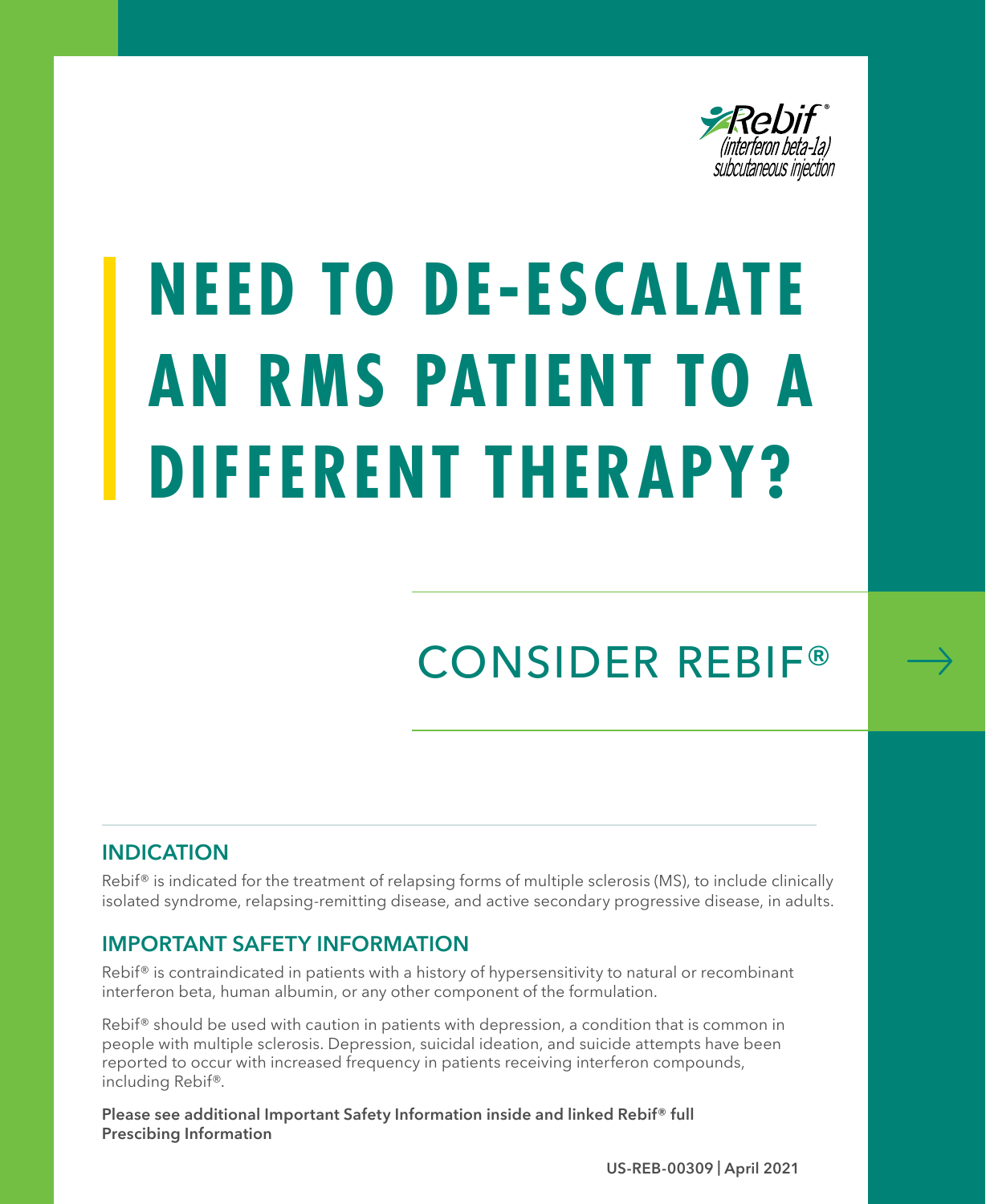Rebif®
(interferon beta-1a)
subcutaneous injection

# NEED TO DE-ESCALATE AN RMS PATIENT TO A DIFFERENT THERAPY?

## CONSIDER REBIF®

### INDICATION

Rebif® is indicated for the treatment of relapsing forms of multiple sclerosis (MS), to include clinically isolated syndrome, relapsing-remitting disease, and active secondary progressive disease, in adults.

### IMPORTANT SAFETY INFORMATION

Rebif® is contraindicated in patients with a history of hypersensitivity to natural or recombinant interferon beta, human albumin, or any other component of the formulation.

Rebif® should be used with caution in patients with depression, a condition that is common in people with multiple sclerosis. Depression, suicidal ideation, and suicide attempts have been reported to occur with increased frequency in patients receiving interferon compounds, including Rebif®.

**Please see additional Important Safety Information inside and linked Rebif® full Prescibing Information**

US-REB-00309 | April 2021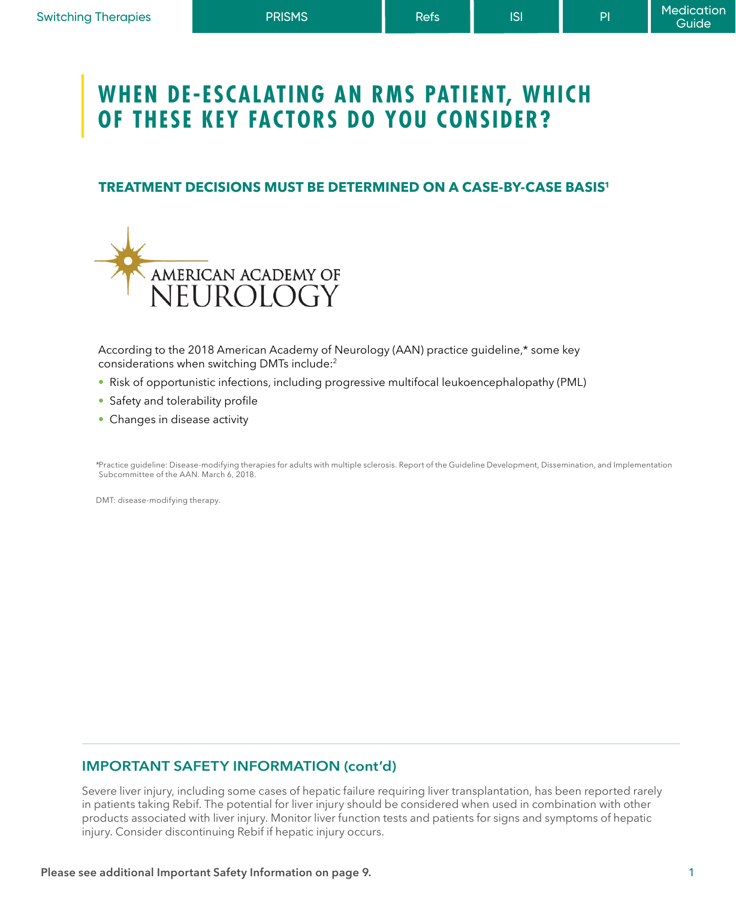# WHEN DE-ESCALATING AN RMS PATIENT, WHICH OF THESE KEY FACTORS DO YOU CONSIDER?

### TREATMENT DECISIONS MUST BE DETERMINED ON A CASE-BY-CASE BASIS[1]

AMERICAN ACADEMY OF NEUROLOGY

According to the 2018 American Academy of Neurology (AAN) practice guideline,* some key considerations when switching DMTs include:[2]

- Risk of opportunistic infections, including progressive multifocal leukoencephalopathy (PML)
- Safety and tolerability profile
- Changes in disease activity

*Practice guideline: Disease-modifying therapies for adults with multiple sclerosis. Report of the Guideline Development, Dissemination, and Implementation Subcommittee of the AAN. March 6, 2018.

DMT: disease-modifying therapy.

## IMPORTANT SAFETY INFORMATION (cont'd)

Severe liver injury, including some cases of hepatic failure requiring liver transplantation, has been reported rarely in patients taking Rebif. The potential for liver injury should be considered when used in combination with other products associated with liver injury. Monitor liver function tests and patients for signs and symptoms of hepatic injury. Consider discontinuing Rebif if hepatic injury occurs.

**Please see additional Important Safety Information on page 9.**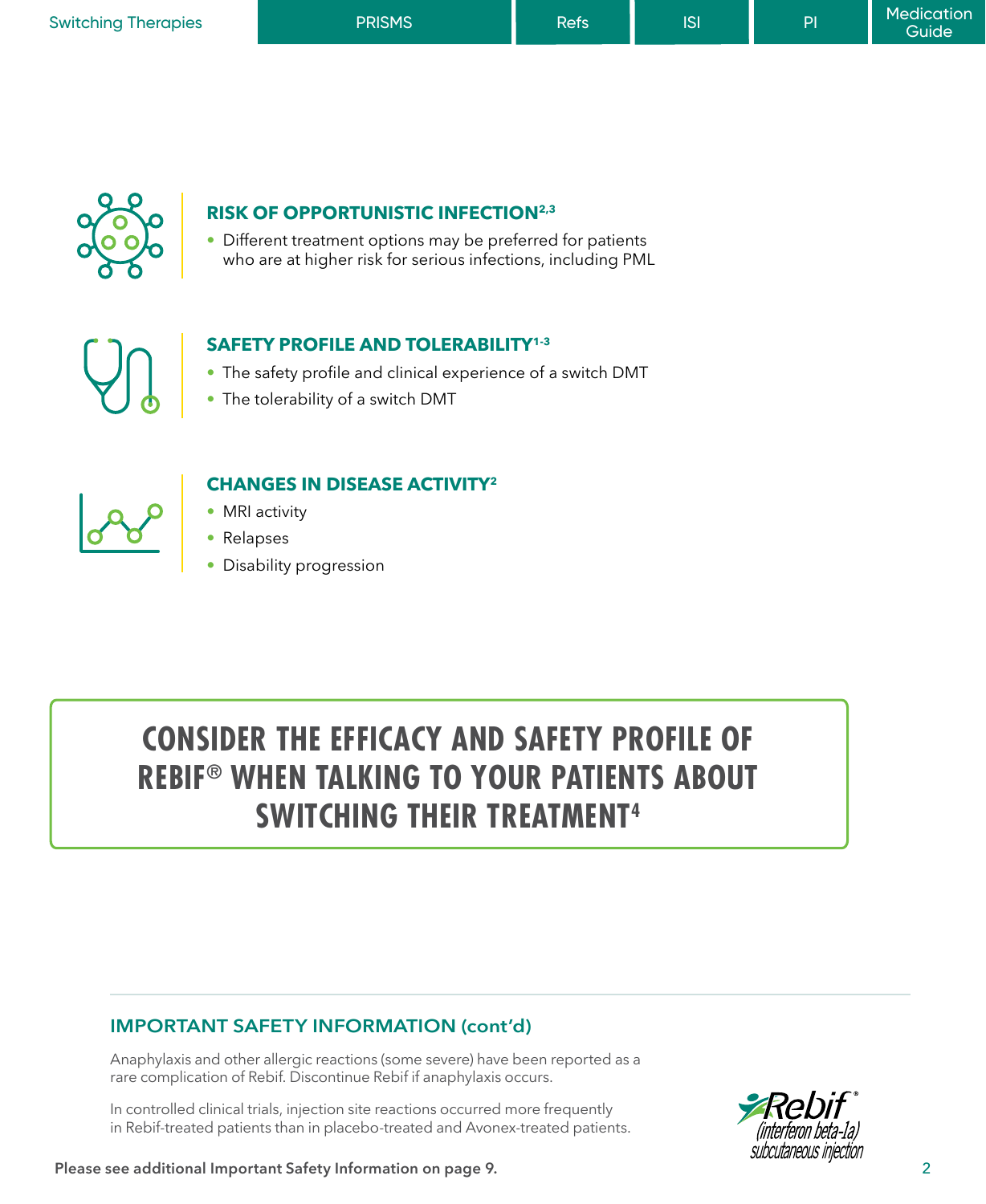### RISK OF OPPORTUNISTIC INFECTION[2,3]

- Different treatment options may be preferred for patients who are at higher risk for serious infections, including PML

### SAFETY PROFILE AND TOLERABILITY[1-3]

- The safety profile and clinical experience of a switch DMT
- The tolerability of a switch DMT

### CHANGES IN DISEASE ACTIVITY[2]

- MRI activity
- Relapses
- Disability progression

## CONSIDER THE EFFICACY AND SAFETY PROFILE OF REBIF® WHEN TALKING TO YOUR PATIENTS ABOUT SWITCHING THEIR TREATMENT[4]

### IMPORTANT SAFETY INFORMATION (cont'd)

Anaphylaxis and other allergic reactions (some severe) have been reported as a rare complication of Rebif. Discontinue Rebif if anaphylaxis occurs.

In controlled clinical trials, injection site reactions occurred more frequently in Rebif-treated patients than in placebo-treated and Avonex-treated patients.

**Please see additional Important Safety Information on page 9.**

Rebif® (interferon beta-1a) subcutaneous injection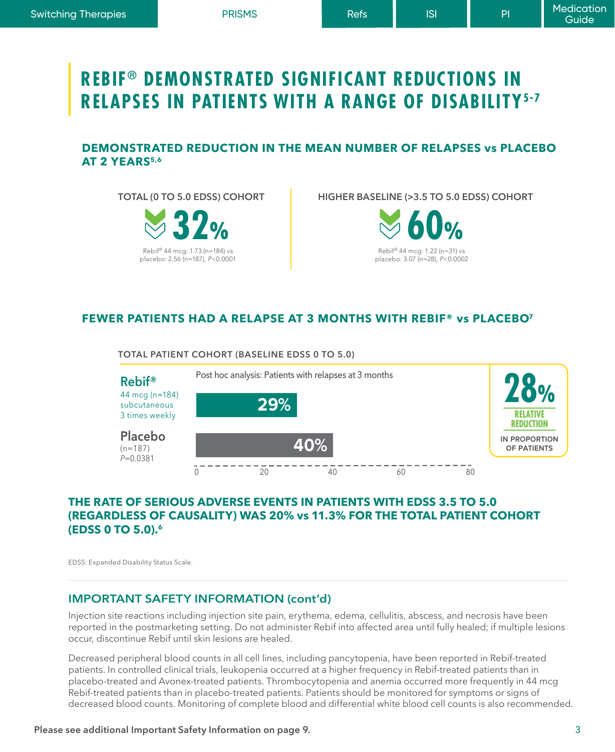# REBIF® DEMONSTRATED SIGNIFICANT REDUCTIONS IN RELAPSES IN PATIENTS WITH A RANGE OF DISABILITY[5-7]

## DEMONSTRATED REDUCTION IN THE MEAN NUMBER OF RELAPSES vs PLACEBO AT 2 YEARS[5,6]

**TOTAL (0 TO 5.0 EDSS) COHORT**

**32%**

Rebif® 44 mcg: 1.73 (n=184) vs placebo: 2.56 (n=187), *P*<0.0001

**HIGHER BASELINE (>3.5 TO 5.0 EDSS) COHORT**

**60%**

Rebif® 44 mcg: 1.22 (n=31) vs placebo: 3.07 (n=28), *P*<0.0002

## FEWER PATIENTS HAD A RELAPSE AT 3 MONTHS WITH REBIF® vs PLACEBO[7]

**TOTAL PATIENT COHORT (BASELINE EDSS 0 TO 5.0)**

Post hoc analysis: Patients with relapses at 3 months

| Treatment | Patients with relapses at 3 months |
|---|---|
| Rebif® 44 mcg (n=184) subcutaneous 3 times weekly | 29% |
| Placebo (n=187) *P*=0.0381 | 40% |

**28%** RELATIVE REDUCTION IN PROPORTION OF PATIENTS

## THE RATE OF SERIOUS ADVERSE EVENTS IN PATIENTS WITH EDSS 3.5 TO 5.0 (REGARDLESS OF CAUSALITY) WAS 20% vs 11.3% FOR THE TOTAL PATIENT COHORT (EDSS 0 TO 5.0).[6]

EDSS: Expanded Disability Status Scale.

## IMPORTANT SAFETY INFORMATION (cont'd)

Injection site reactions including injection site pain, erythema, edema, cellulitis, abscess, and necrosis have been reported in the postmarketing setting. Do not administer Rebif into affected area until fully healed; if multiple lesions occur, discontinue Rebif until skin lesions are healed.

Decreased peripheral blood counts in all cell lines, including pancytopenia, have been reported in Rebif-treated patients. In controlled clinical trials, leukopenia occurred at a higher frequency in Rebif-treated patients than in placebo-treated and Avonex-treated patients. Thrombocytopenia and anemia occurred more frequently in 44 mcg Rebif-treated patients than in placebo-treated patients. Patients should be monitored for symptoms or signs of decreased blood counts. Monitoring of complete blood and differential white blood cell counts is also recommended.

**Please see additional Important Safety Information on page 9.**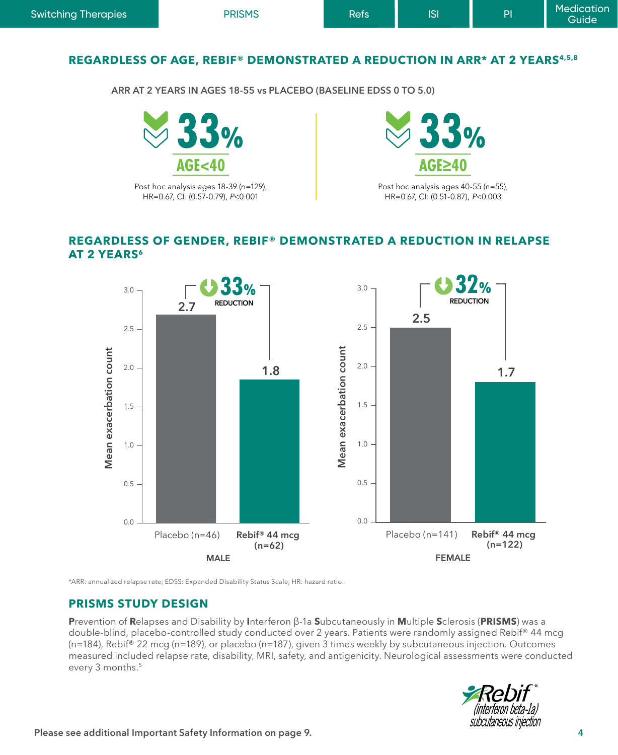Switching Therapies | PRISMS | Refs | ISI | PI | Medication Guide

## REGARDLESS OF AGE, REBIF® DEMONSTRATED A REDUCTION IN ARR* AT 2 YEARS[4,5,8]

ARR AT 2 YEARS IN AGES 18-55 vs PLACEBO (BASELINE EDSS 0 TO 5.0)

**33%**
**AGE<40**

Post hoc analysis ages 18-39 (n=129), HR=0.67, CI: (0.57-0.79), *P*<0.001

**33%**
**AGE≥40**

Post hoc analysis ages 40-55 (n=55), HR=0.67, CI: (0.51-0.87), *P*<0.003

## REGARDLESS OF GENDER, REBIF® DEMONSTRATED A REDUCTION IN RELAPSE AT 2 YEARS[6]

**MALE** — Mean exacerbation count

| | Placebo (n=46) | Rebif® 44 mcg (n=62) |
|---|---|---|
| Mean exacerbation count | 2.7 | 1.8 |

33% REDUCTION

**FEMALE** — Mean exacerbation count

| | Placebo (n=141) | Rebif® 44 mcg (n=122) |
|---|---|---|
| Mean exacerbation count | 2.5 | 1.7 |

32% REDUCTION

*ARR: annualized relapse rate; EDSS: Expanded Disability Status Scale; HR: hazard ratio.

## PRISMS STUDY DESIGN

**P**revention of **R**elapses and Disability by **I**nterferon β-1a **S**ubcutaneously in **M**ultiple **S**clerosis (**PRISMS**) was a double-blind, placebo-controlled study conducted over 2 years. Patients were randomly assigned Rebif® 44 mcg (n=184), Rebif® 22 mcg (n=189), or placebo (n=187), given 3 times weekly by subcutaneous injection. Outcomes measured included relapse rate, disability, MRI, safety, and antigenicity. Neurological assessments were conducted every 3 months.[5]

Rebif® (interferon beta-1a) subcutaneous injection

**Please see additional Important Safety Information on page 9.**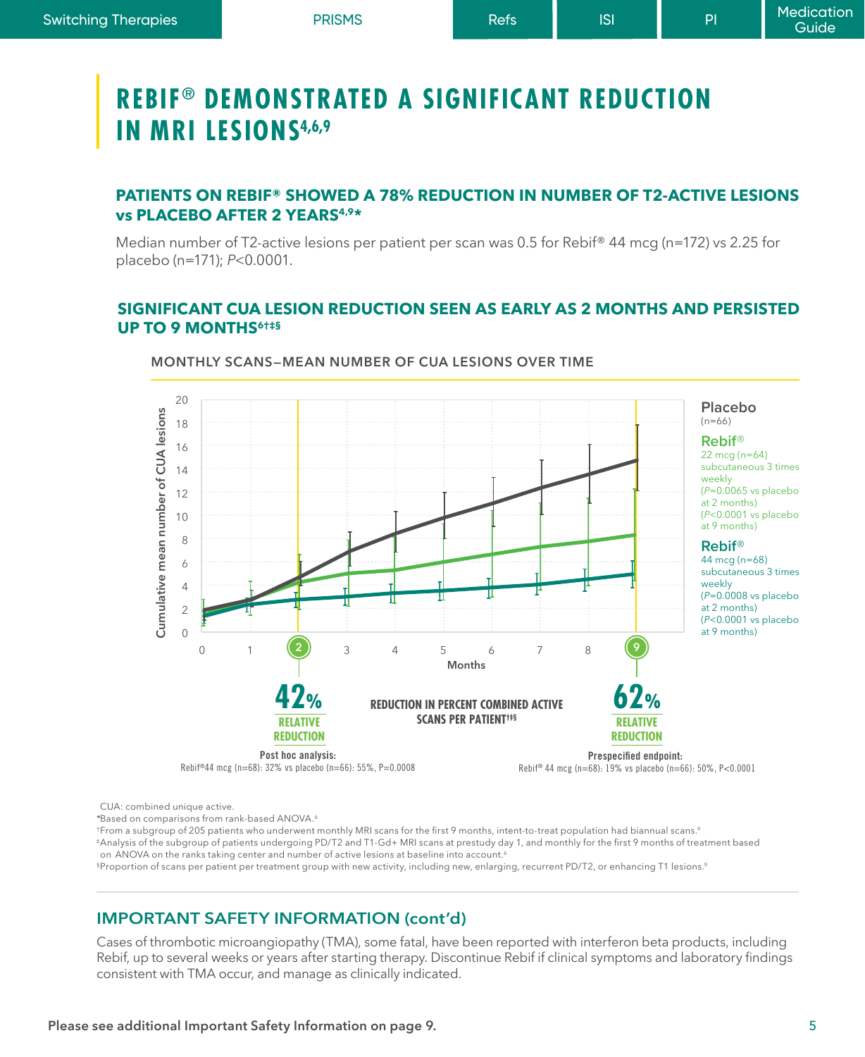# REBIF® DEMONSTRATED A SIGNIFICANT REDUCTION IN MRI LESIONS[4,6,9]

### PATIENTS ON REBIF® SHOWED A 78% REDUCTION IN NUMBER OF T2-ACTIVE LESIONS vs PLACEBO AFTER 2 YEARS[4,9]*

Median number of T2-active lesions per patient per scan was 0.5 for Rebif® 44 mcg (n=172) vs 2.25 for placebo (n=171); *P*<0.0001.

### SIGNIFICANT CUA LESION REDUCTION SEEN AS EARLY AS 2 MONTHS AND PERSISTED UP TO 9 MONTHS[6†‡§]

MONTHLY SCANS—MEAN NUMBER OF CUA LESIONS OVER TIME

Cumulative mean number of CUA lesions (0–20) vs Months (0–9)

**Placebo** (n=66)

**Rebif®** 22 mcg (n=64) subcutaneous 3 times weekly (*P*=0.0065 vs placebo at 2 months) (*P*<0.0001 vs placebo at 9 months)

**Rebif®** 44 mcg (n=68) subcutaneous 3 times weekly (*P*=0.0008 vs placebo at 2 months) (*P*<0.0001 vs placebo at 9 months)

**REDUCTION IN PERCENT COMBINED ACTIVE SCANS PER PATIENT†‡§**

**42% RELATIVE REDUCTION** (Month 2)
**Post hoc analysis:** Rebif® 44 mcg (n=68): 32% vs placebo (n=66): 55%, P=0.0008

**62% RELATIVE REDUCTION** (Month 9)
**Prespecified endpoint:** Rebif® 44 mcg (n=68): 19% vs placebo (n=66): 50%, P<0.0001

CUA: combined unique active.
*Based on comparisons from rank-based ANOVA.[6]
†From a subgroup of 205 patients who underwent monthly MRI scans for the first 9 months, intent-to-treat population had biannual scans.[9]
‡Analysis of the subgroup of patients undergoing PD/T2 and T1-Gd+ MRI scans at prestudy day 1, and monthly for the first 9 months of treatment based on ANOVA on the ranks taking center and number of active lesions at baseline into account.[6]
§Proportion of scans per patient per treatment group with new activity, including new, enlarging, recurrent PD/T2, or enhancing T1 lesions.[9]

## IMPORTANT SAFETY INFORMATION (cont'd)

Cases of thrombotic microangiopathy (TMA), some fatal, have been reported with interferon beta products, including Rebif, up to several weeks or years after starting therapy. Discontinue Rebif if clinical symptoms and laboratory findings consistent with TMA occur, and manage as clinically indicated.

**Please see additional Important Safety Information on page 9.**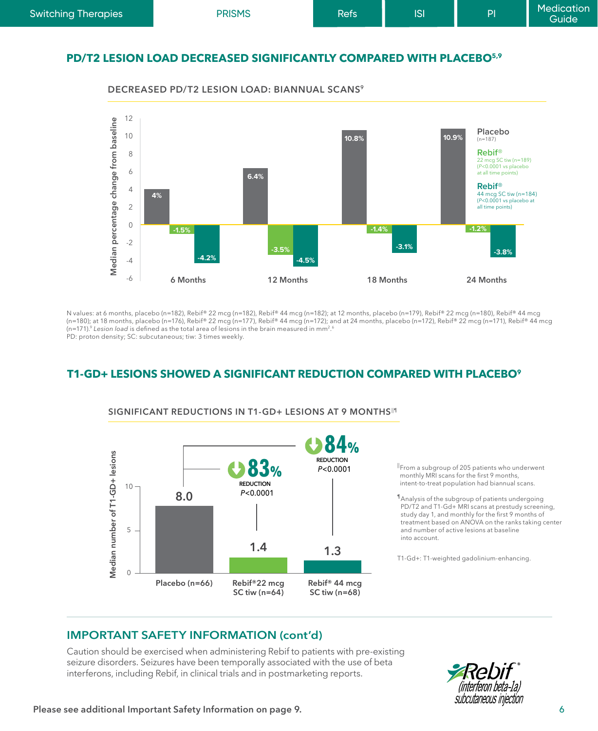## PD/T2 LESION LOAD DECREASED SIGNIFICANTLY COMPARED WITH PLACEBO[5,9]

### DECREASED PD/T2 LESION LOAD: BIANNUAL SCANS[9]

Median percentage change from baseline

| | 6 Months | 12 Months | 18 Months | 24 Months |
|---|---|---|---|---|
| Placebo (n=187) | 4% | 6.4% | 10.8% | 10.9% |
| Rebif® 22 mcg SC tiw (n=189) (P<0.0001 vs placebo at all time points) | -1.5% | -3.5% | -1.4% | -1.2% |
| Rebif® 44 mcg SC tiw (n=184) (P<0.0001 vs placebo at all time points) | -4.2% | -4.5% | -3.1% | -3.8% |

N values: at 6 months, placebo (n=182), Rebif® 22 mcg (n=182), Rebif® 44 mcg (n=182); at 12 months, placebo (n=179), Rebif® 22 mcg (n=180), Rebif® 44 mcg (n=180); at 18 months, placebo (n=176), Rebif® 22 mcg (n=177), Rebif® 44 mcg (n=172); and at 24 months, placebo (n=172), Rebif® 22 mcg (n=171), Rebif® 44 mcg (n=171).[9] *Lesion load* is defined as the total area of lesions in the brain measured in mm[2].[6]

PD: proton density; SC: subcutaneous; tiw: 3 times weekly.

## T1-GD+ LESIONS SHOWED A SIGNIFICANT REDUCTION COMPARED WITH PLACEBO[9]

### SIGNIFICANT REDUCTIONS IN T1-GD+ LESIONS AT 9 MONTHS[||¶]

Median number of T1-GD+ lesions

| | Placebo (n=66) | Rebif® 22 mcg SC tiw (n=64) | Rebif® 44 mcg SC tiw (n=68) |
|---|---|---|---|
| Median number of T1-GD+ lesions | 8.0 | 1.4 | 1.3 |
| Reduction vs placebo | | 83% REDUCTION P<0.0001 | 84% REDUCTION P<0.0001 |

[||]From a subgroup of 205 patients who underwent monthly MRI scans for the first 9 months, intent-to-treat population had biannual scans.

[¶]Analysis of the subgroup of patients undergoing PD/T2 and T1-Gd+ MRI scans at prestudy screening, study day 1, and monthly for the first 9 months of treatment based on ANOVA on the ranks taking center and number of active lesions at baseline into account.

T1-Gd+: T1-weighted gadolinium-enhancing.

## IMPORTANT SAFETY INFORMATION (cont'd)

Caution should be exercised when administering Rebif to patients with pre-existing seizure disorders. Seizures have been temporally associated with the use of beta interferons, including Rebif, in clinical trials and in postmarketing reports.

**Please see additional Important Safety Information on page 9.**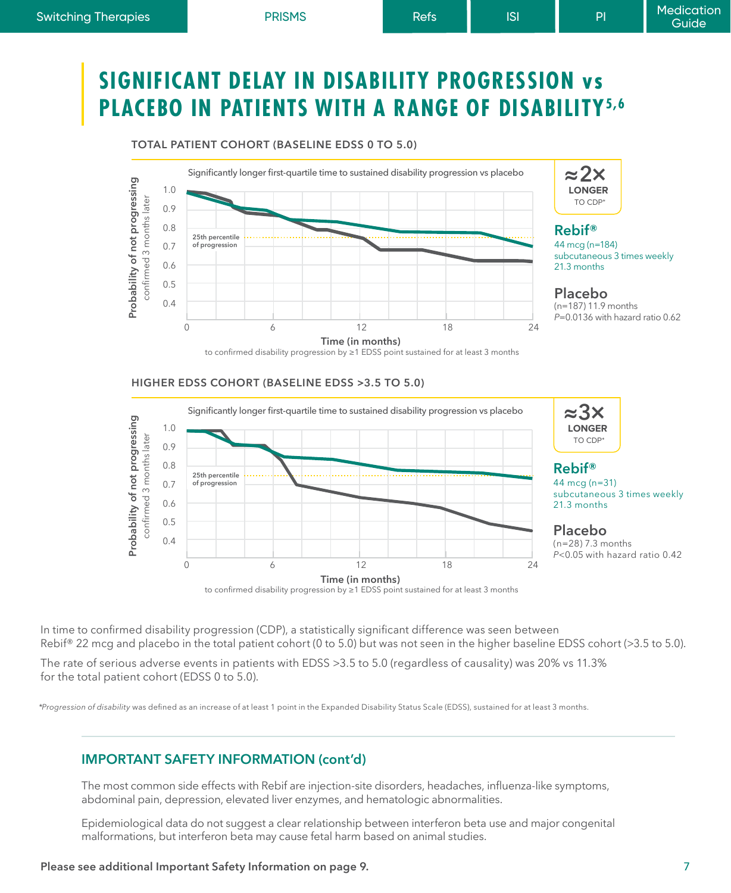# SIGNIFICANT DELAY IN DISABILITY PROGRESSION vs PLACEBO IN PATIENTS WITH A RANGE OF DISABILITY[5,6]

## TOTAL PATIENT COHORT (BASELINE EDSS 0 TO 5.0)

Significantly longer first-quartile time to sustained disability progression vs placebo

Probability of not progressing confirmed 3 months later

25th percentile of progression

Time (in months) to confirmed disability progression by ≥1 EDSS point sustained for at least 3 months

**≈2× LONGER** TO CDP*

**Rebif®**
44 mcg (n=184)
subcutaneous 3 times weekly
21.3 months

**Placebo**
(n=187) 11.9 months
*P*=0.0136 with hazard ratio 0.62

## HIGHER EDSS COHORT (BASELINE EDSS >3.5 TO 5.0)

Significantly longer first-quartile time to sustained disability progression vs placebo

Probability of not progressing confirmed 3 months later

25th percentile of progression

Time (in months) to confirmed disability progression by ≥1 EDSS point sustained for at least 3 months

**≈3× LONGER** TO CDP*

**Rebif®**
44 mcg (n=31)
subcutaneous 3 times weekly
21.3 months

**Placebo**
(n=28) 7.3 months
*P*<0.05 with hazard ratio 0.42

In time to confirmed disability progression (CDP), a statistically significant difference was seen between Rebif® 22 mcg and placebo in the total patient cohort (0 to 5.0) but was not seen in the higher baseline EDSS cohort (>3.5 to 5.0).

The rate of serious adverse events in patients with EDSS >3.5 to 5.0 (regardless of causality) was 20% vs 11.3% for the total patient cohort (EDSS 0 to 5.0).

**Progression of disability* was defined as an increase of at least 1 point in the Expanded Disability Status Scale (EDSS), sustained for at least 3 months.

## IMPORTANT SAFETY INFORMATION (cont'd)

The most common side effects with Rebif are injection-site disorders, headaches, influenza-like symptoms, abdominal pain, depression, elevated liver enzymes, and hematologic abnormalities.

Epidemiological data do not suggest a clear relationship between interferon beta use and major congenital malformations, but interferon beta may cause fetal harm based on animal studies.

**Please see additional Important Safety Information on page 9.**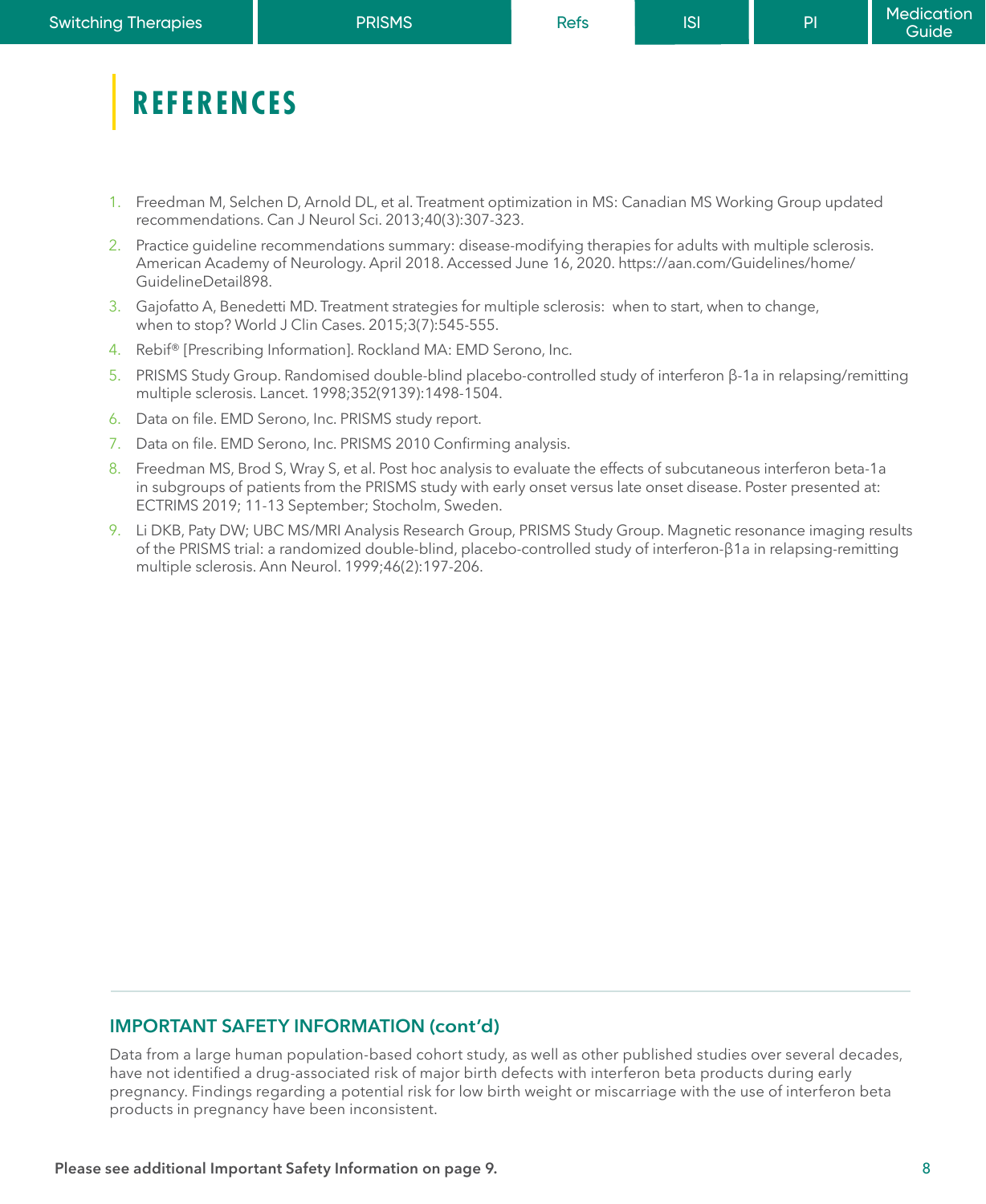# REFERENCES

1. Freedman M, Selchen D, Arnold DL, et al. Treatment optimization in MS: Canadian MS Working Group updated recommendations. Can J Neurol Sci. 2013;40(3):307-323.
2. Practice guideline recommendations summary: disease-modifying therapies for adults with multiple sclerosis. American Academy of Neurology. April 2018. Accessed June 16, 2020. https://aan.com/Guidelines/home/GuidelineDetail898.
3. Gajofatto A, Benedetti MD. Treatment strategies for multiple sclerosis: when to start, when to change, when to stop? World J Clin Cases. 2015;3(7):545-555.
4. Rebif® [Prescribing Information]. Rockland MA: EMD Serono, Inc.
5. PRISMS Study Group. Randomised double-blind placebo-controlled study of interferon β-1a in relapsing/remitting multiple sclerosis. Lancet. 1998;352(9139):1498-1504.
6. Data on file. EMD Serono, Inc. PRISMS study report.
7. Data on file. EMD Serono, Inc. PRISMS 2010 Confirming analysis.
8. Freedman MS, Brod S, Wray S, et al. Post hoc analysis to evaluate the effects of subcutaneous interferon beta-1a in subgroups of patients from the PRISMS study with early onset versus late onset disease. Poster presented at: ECTRIMS 2019; 11-13 September; Stocholm, Sweden.
9. Li DKB, Paty DW; UBC MS/MRI Analysis Research Group, PRISMS Study Group. Magnetic resonance imaging results of the PRISMS trial: a randomized double-blind, placebo-controlled study of interferon-β1a in relapsing-remitting multiple sclerosis. Ann Neurol. 1999;46(2):197-206.

## IMPORTANT SAFETY INFORMATION (cont'd)

Data from a large human population-based cohort study, as well as other published studies over several decades, have not identified a drug-associated risk of major birth defects with interferon beta products during early pregnancy. Findings regarding a potential risk for low birth weight or miscarriage with the use of interferon beta products in pregnancy have been inconsistent.

**Please see additional Important Safety Information on page 9.**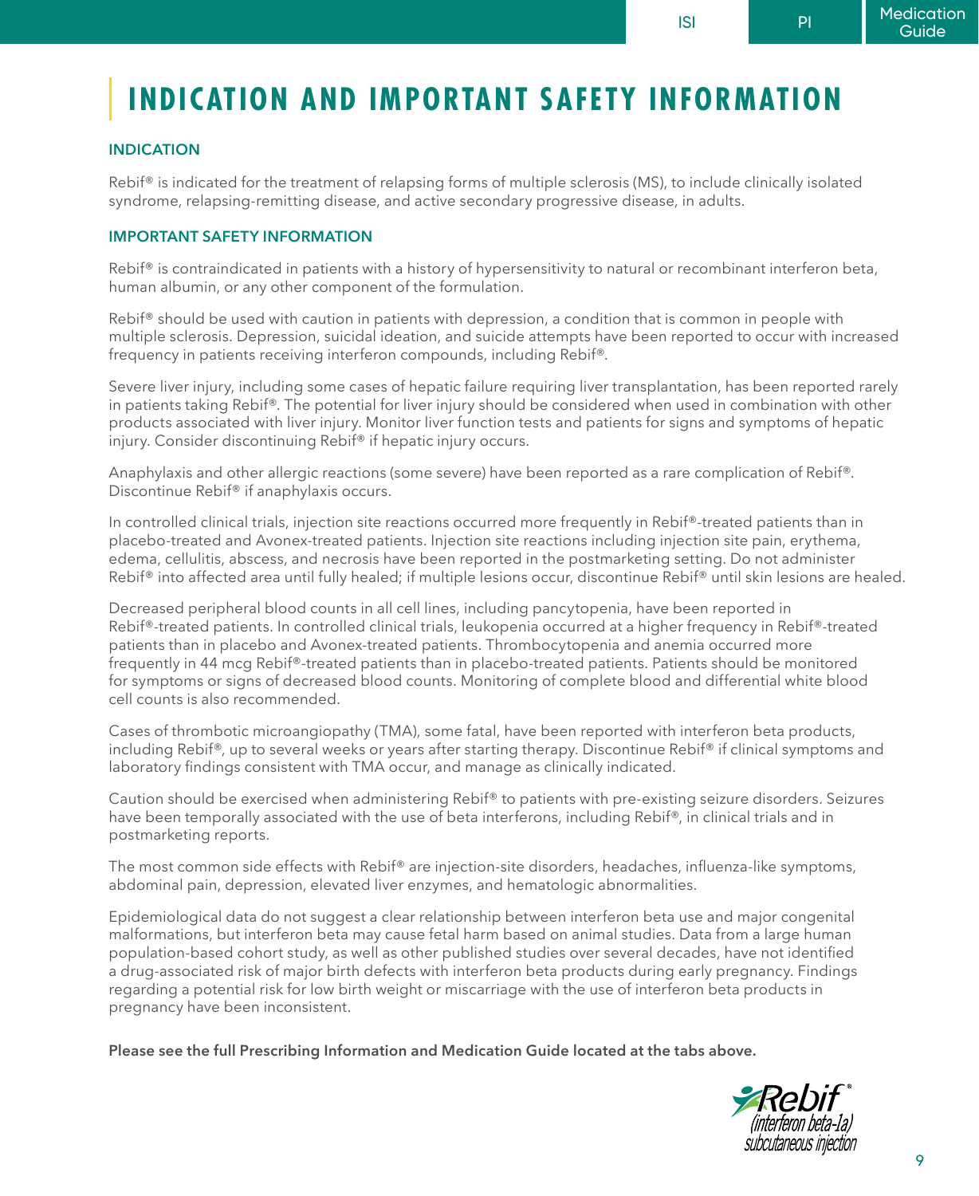# INDICATION AND IMPORTANT SAFETY INFORMATION

## INDICATION

Rebif® is indicated for the treatment of relapsing forms of multiple sclerosis (MS), to include clinically isolated syndrome, relapsing-remitting disease, and active secondary progressive disease, in adults.

## IMPORTANT SAFETY INFORMATION

Rebif® is contraindicated in patients with a history of hypersensitivity to natural or recombinant interferon beta, human albumin, or any other component of the formulation.

Rebif® should be used with caution in patients with depression, a condition that is common in people with multiple sclerosis. Depression, suicidal ideation, and suicide attempts have been reported to occur with increased frequency in patients receiving interferon compounds, including Rebif®.

Severe liver injury, including some cases of hepatic failure requiring liver transplantation, has been reported rarely in patients taking Rebif®. The potential for liver injury should be considered when used in combination with other products associated with liver injury. Monitor liver function tests and patients for signs and symptoms of hepatic injury. Consider discontinuing Rebif® if hepatic injury occurs.

Anaphylaxis and other allergic reactions (some severe) have been reported as a rare complication of Rebif®. Discontinue Rebif® if anaphylaxis occurs.

In controlled clinical trials, injection site reactions occurred more frequently in Rebif®-treated patients than in placebo-treated and Avonex-treated patients. Injection site reactions including injection site pain, erythema, edema, cellulitis, abscess, and necrosis have been reported in the postmarketing setting. Do not administer Rebif® into affected area until fully healed; if multiple lesions occur, discontinue Rebif® until skin lesions are healed.

Decreased peripheral blood counts in all cell lines, including pancytopenia, have been reported in Rebif®-treated patients. In controlled clinical trials, leukopenia occurred at a higher frequency in Rebif®-treated patients than in placebo and Avonex-treated patients. Thrombocytopenia and anemia occurred more frequently in 44 mcg Rebif®-treated patients than in placebo-treated patients. Patients should be monitored for symptoms or signs of decreased blood counts. Monitoring of complete blood and differential white blood cell counts is also recommended.

Cases of thrombotic microangiopathy (TMA), some fatal, have been reported with interferon beta products, including Rebif®, up to several weeks or years after starting therapy. Discontinue Rebif® if clinical symptoms and laboratory findings consistent with TMA occur, and manage as clinically indicated.

Caution should be exercised when administering Rebif® to patients with pre-existing seizure disorders. Seizures have been temporally associated with the use of beta interferons, including Rebif®, in clinical trials and in postmarketing reports.

The most common side effects with Rebif® are injection-site disorders, headaches, influenza-like symptoms, abdominal pain, depression, elevated liver enzymes, and hematologic abnormalities.

Epidemiological data do not suggest a clear relationship between interferon beta use and major congenital malformations, but interferon beta may cause fetal harm based on animal studies. Data from a large human population-based cohort study, as well as other published studies over several decades, have not identified a drug-associated risk of major birth defects with interferon beta products during early pregnancy. Findings regarding a potential risk for low birth weight or miscarriage with the use of interferon beta products in pregnancy have been inconsistent.

**Please see the full Prescribing Information and Medication Guide located at the tabs above.**

Rebif®
(interferon beta-1a)
subcutaneous injection